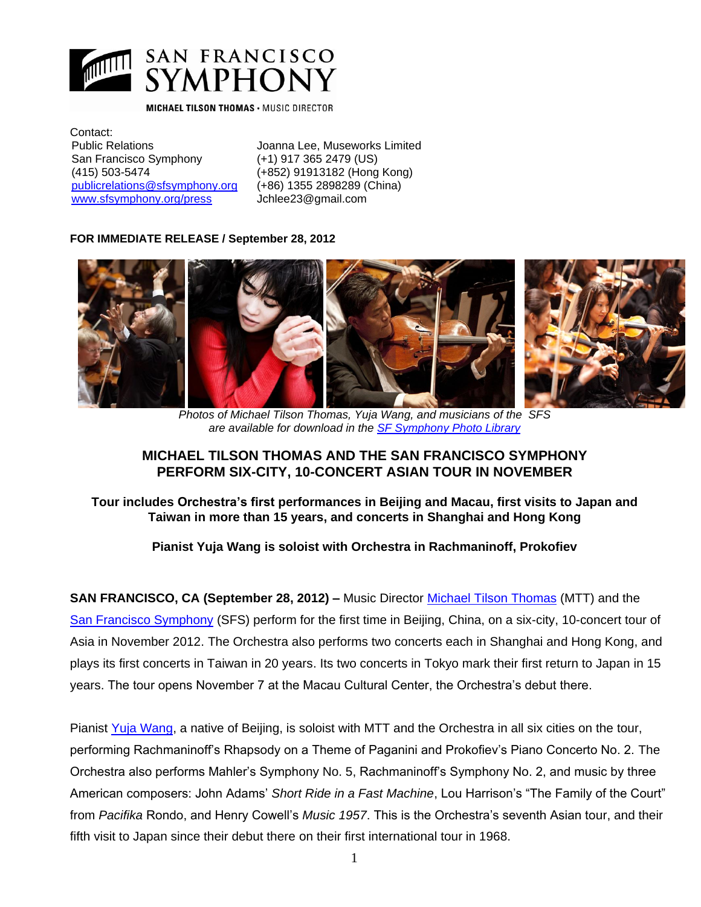SAN FRANCISCO SYMPHONY

MICHAEL TILSON THOMAS • MUSIC DIRECTOR

Contact:

Public Relations
San Francisco Symphony
(415) 503-5474
publicrelations@sfsymphony.org
www.sfsymphony.org/press

Joanna Lee, Museworks Limited
(+1) 917 365 2479 (US)
(+852) 91913182 (Hong Kong)
(+86) 1355 2898289 (China)
Jchlee23@gmail.com

**FOR IMMEDIATE RELEASE / September 28, 2012**

*Photos of Michael Tilson Thomas, Yuja Wang, and musicians of the SFS are available for download in the SF Symphony Photo Library*

## MICHAEL TILSON THOMAS AND THE SAN FRANCISCO SYMPHONY PERFORM SIX-CITY, 10-CONCERT ASIAN TOUR IN NOVEMBER

### Tour includes Orchestra's first performances in Beijing and Macau, first visits to Japan and Taiwan in more than 15 years, and concerts in Shanghai and Hong Kong

### Pianist Yuja Wang is soloist with Orchestra in Rachmaninoff, Prokofiev

**SAN FRANCISCO, CA (September 28, 2012) –** Music Director Michael Tilson Thomas (MTT) and the San Francisco Symphony (SFS) perform for the first time in Beijing, China, on a six-city, 10-concert tour of Asia in November 2012. The Orchestra also performs two concerts each in Shanghai and Hong Kong, and plays its first concerts in Taiwan in 20 years. Its two concerts in Tokyo mark their first return to Japan in 15 years. The tour opens November 7 at the Macau Cultural Center, the Orchestra's debut there.

Pianist Yuja Wang, a native of Beijing, is soloist with MTT and the Orchestra in all six cities on the tour, performing Rachmaninoff's Rhapsody on a Theme of Paganini and Prokofiev's Piano Concerto No. 2. The Orchestra also performs Mahler's Symphony No. 5, Rachmaninoff's Symphony No. 2, and music by three American composers: John Adams' *Short Ride in a Fast Machine*, Lou Harrison's "The Family of the Court" from *Pacifika* Rondo, and Henry Cowell's *Music 1957*. This is the Orchestra's seventh Asian tour, and their fifth visit to Japan since their debut there on their first international tour in 1968.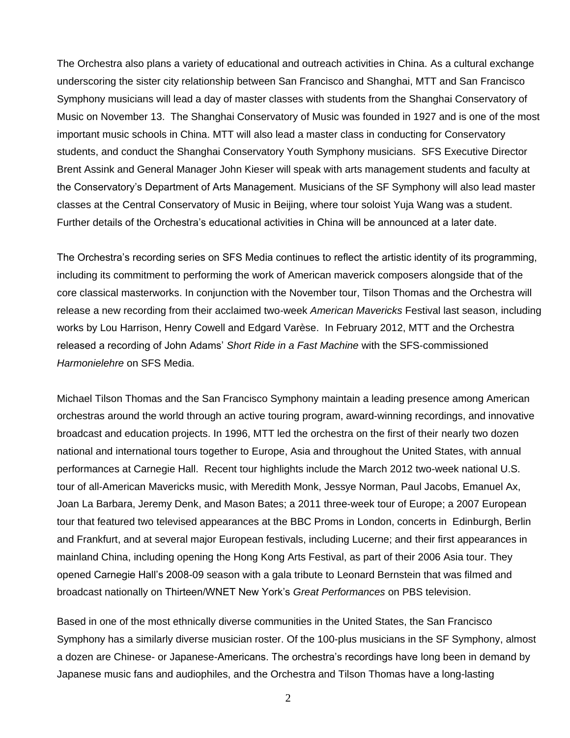The Orchestra also plans a variety of educational and outreach activities in China. As a cultural exchange underscoring the sister city relationship between San Francisco and Shanghai, MTT and San Francisco Symphony musicians will lead a day of master classes with students from the Shanghai Conservatory of Music on November 13. The Shanghai Conservatory of Music was founded in 1927 and is one of the most important music schools in China. MTT will also lead a master class in conducting for Conservatory students, and conduct the Shanghai Conservatory Youth Symphony musicians. SFS Executive Director Brent Assink and General Manager John Kieser will speak with arts management students and faculty at the Conservatory's Department of Arts Management. Musicians of the SF Symphony will also lead master classes at the Central Conservatory of Music in Beijing, where tour soloist Yuja Wang was a student. Further details of the Orchestra's educational activities in China will be announced at a later date.

The Orchestra's recording series on SFS Media continues to reflect the artistic identity of its programming, including its commitment to performing the work of American maverick composers alongside that of the core classical masterworks. In conjunction with the November tour, Tilson Thomas and the Orchestra will release a new recording from their acclaimed two-week *American Mavericks* Festival last season, including works by Lou Harrison, Henry Cowell and Edgard Varèse. In February 2012, MTT and the Orchestra released a recording of John Adams' *Short Ride in a Fast Machine* with the SFS-commissioned *Harmonielehre* on SFS Media.

Michael Tilson Thomas and the San Francisco Symphony maintain a leading presence among American orchestras around the world through an active touring program, award-winning recordings, and innovative broadcast and education projects. In 1996, MTT led the orchestra on the first of their nearly two dozen national and international tours together to Europe, Asia and throughout the United States, with annual performances at Carnegie Hall. Recent tour highlights include the March 2012 two-week national U.S. tour of all-American Mavericks music, with Meredith Monk, Jessye Norman, Paul Jacobs, Emanuel Ax, Joan La Barbara, Jeremy Denk, and Mason Bates; a 2011 three-week tour of Europe; a 2007 European tour that featured two televised appearances at the BBC Proms in London, concerts in Edinburgh, Berlin and Frankfurt, and at several major European festivals, including Lucerne; and their first appearances in mainland China, including opening the Hong Kong Arts Festival, as part of their 2006 Asia tour. They opened Carnegie Hall's 2008-09 season with a gala tribute to Leonard Bernstein that was filmed and broadcast nationally on Thirteen/WNET New York's *Great Performances* on PBS television.

Based in one of the most ethnically diverse communities in the United States, the San Francisco Symphony has a similarly diverse musician roster. Of the 100-plus musicians in the SF Symphony, almost a dozen are Chinese- or Japanese-Americans. The orchestra's recordings have long been in demand by Japanese music fans and audiophiles, and the Orchestra and Tilson Thomas have a long-lasting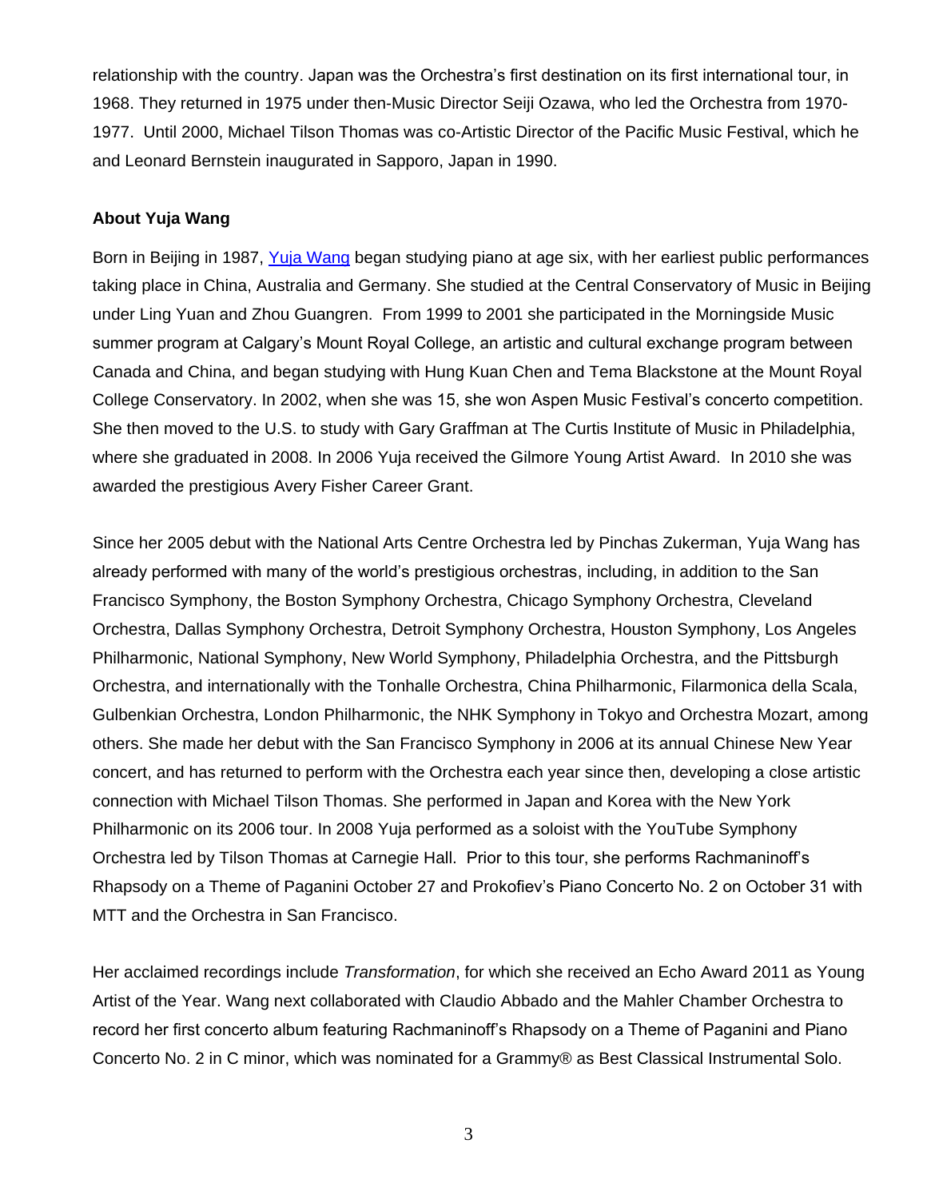relationship with the country. Japan was the Orchestra's first destination on its first international tour, in 1968. They returned in 1975 under then-Music Director Seiji Ozawa, who led the Orchestra from 1970-1977. Until 2000, Michael Tilson Thomas was co-Artistic Director of the Pacific Music Festival, which he and Leonard Bernstein inaugurated in Sapporo, Japan in 1990.

**About Yuja Wang**

Born in Beijing in 1987, Yuja Wang began studying piano at age six, with her earliest public performances taking place in China, Australia and Germany. She studied at the Central Conservatory of Music in Beijing under Ling Yuan and Zhou Guangren. From 1999 to 2001 she participated in the Morningside Music summer program at Calgary's Mount Royal College, an artistic and cultural exchange program between Canada and China, and began studying with Hung Kuan Chen and Tema Blackstone at the Mount Royal College Conservatory. In 2002, when she was 15, she won Aspen Music Festival's concerto competition. She then moved to the U.S. to study with Gary Graffman at The Curtis Institute of Music in Philadelphia, where she graduated in 2008. In 2006 Yuja received the Gilmore Young Artist Award. In 2010 she was awarded the prestigious Avery Fisher Career Grant.

Since her 2005 debut with the National Arts Centre Orchestra led by Pinchas Zukerman, Yuja Wang has already performed with many of the world's prestigious orchestras, including, in addition to the San Francisco Symphony, the Boston Symphony Orchestra, Chicago Symphony Orchestra, Cleveland Orchestra, Dallas Symphony Orchestra, Detroit Symphony Orchestra, Houston Symphony, Los Angeles Philharmonic, National Symphony, New World Symphony, Philadelphia Orchestra, and the Pittsburgh Orchestra, and internationally with the Tonhalle Orchestra, China Philharmonic, Filarmonica della Scala, Gulbenkian Orchestra, London Philharmonic, the NHK Symphony in Tokyo and Orchestra Mozart, among others. She made her debut with the San Francisco Symphony in 2006 at its annual Chinese New Year concert, and has returned to perform with the Orchestra each year since then, developing a close artistic connection with Michael Tilson Thomas. She performed in Japan and Korea with the New York Philharmonic on its 2006 tour. In 2008 Yuja performed as a soloist with the YouTube Symphony Orchestra led by Tilson Thomas at Carnegie Hall. Prior to this tour, she performs Rachmaninoff's Rhapsody on a Theme of Paganini October 27 and Prokofiev's Piano Concerto No. 2 on October 31 with MTT and the Orchestra in San Francisco.

Her acclaimed recordings include *Transformation*, for which she received an Echo Award 2011 as Young Artist of the Year. Wang next collaborated with Claudio Abbado and the Mahler Chamber Orchestra to record her first concerto album featuring Rachmaninoff's Rhapsody on a Theme of Paganini and Piano Concerto No. 2 in C minor, which was nominated for a Grammy® as Best Classical Instrumental Solo.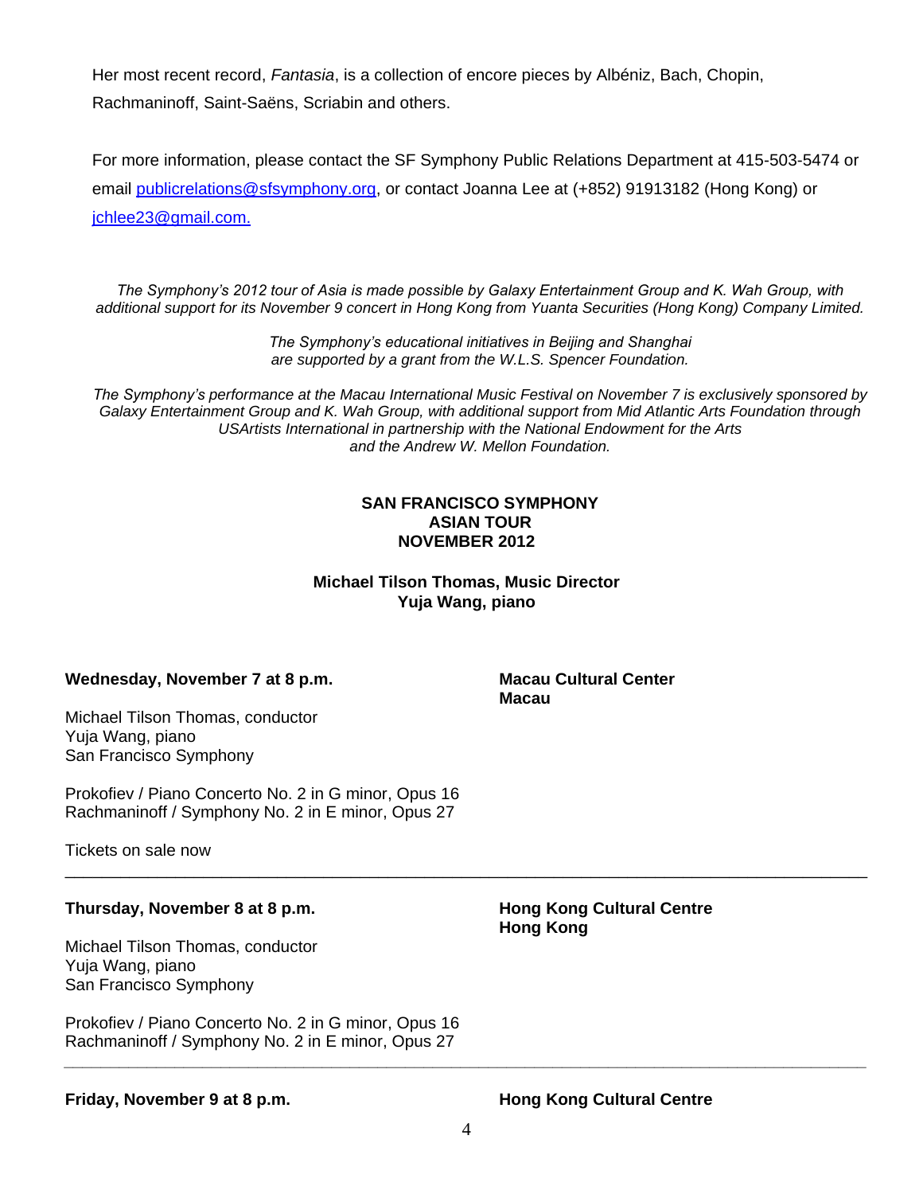Her most recent record, *Fantasia*, is a collection of encore pieces by Albéniz, Bach, Chopin, Rachmaninoff, Saint-Saëns, Scriabin and others.

For more information, please contact the SF Symphony Public Relations Department at 415-503-5474 or email publicrelations@sfsymphony.org, or contact Joanna Lee at (+852) 91913182 (Hong Kong) or jchlee23@gmail.com.

*The Symphony's 2012 tour of Asia is made possible by Galaxy Entertainment Group and K. Wah Group, with additional support for its November 9 concert in Hong Kong from Yuanta Securities (Hong Kong) Company Limited.*

*The Symphony's educational initiatives in Beijing and Shanghai are supported by a grant from the W.L.S. Spencer Foundation.*

*The Symphony's performance at the Macau International Music Festival on November 7 is exclusively sponsored by Galaxy Entertainment Group and K. Wah Group, with additional support from Mid Atlantic Arts Foundation through USArtists International in partnership with the National Endowment for the Arts and the Andrew W. Mellon Foundation.*

**SAN FRANCISCO SYMPHONY**
**ASIAN TOUR**
**NOVEMBER 2012**

**Michael Tilson Thomas, Music Director**
**Yuja Wang, piano**

**Wednesday, November 7 at 8 p.m.**

**Macau Cultural Center**
**Macau**

Michael Tilson Thomas, conductor
Yuja Wang, piano
San Francisco Symphony

Prokofiev / Piano Concerto No. 2 in G minor, Opus 16
Rachmaninoff / Symphony No. 2 in E minor, Opus 27

Tickets on sale now

---

**Thursday, November 8 at 8 p.m.**

**Hong Kong Cultural Centre**
**Hong Kong**

Michael Tilson Thomas, conductor
Yuja Wang, piano
San Francisco Symphony

Prokofiev / Piano Concerto No. 2 in G minor, Opus 16
Rachmaninoff / Symphony No. 2 in E minor, Opus 27

---

**Friday, November 9 at 8 p.m.**

**Hong Kong Cultural Centre**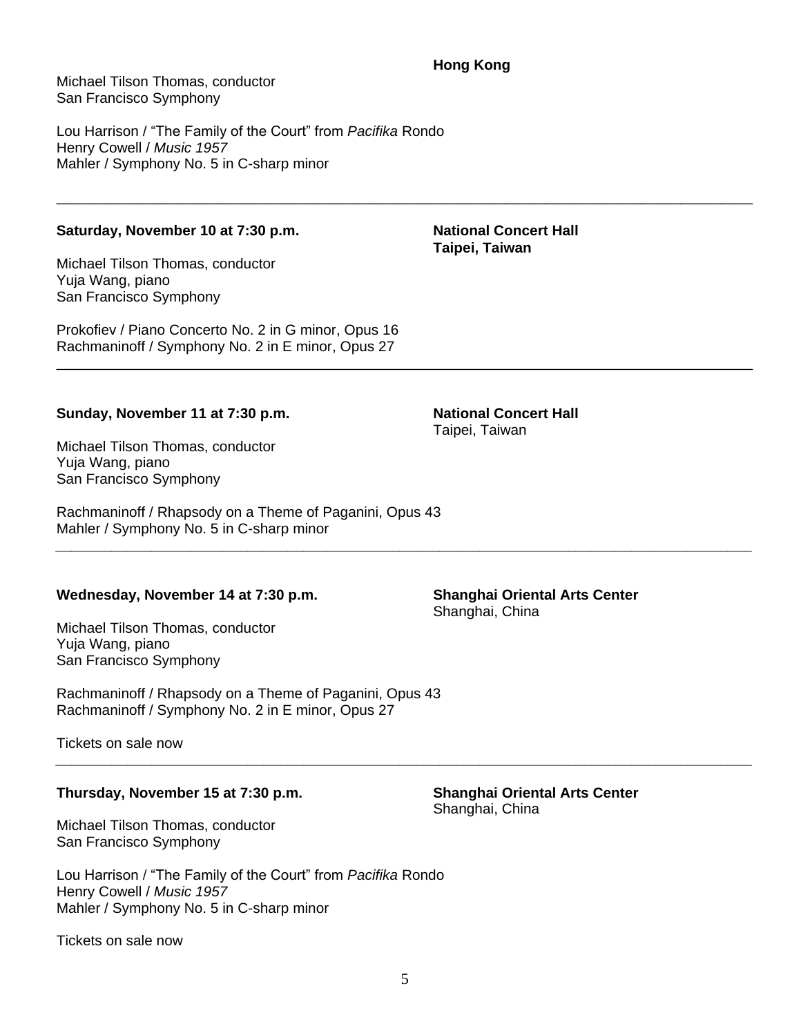**Hong Kong**

Michael Tilson Thomas, conductor
San Francisco Symphony

Lou Harrison / “The Family of the Court” from *Pacifika* Rondo
Henry Cowell / *Music 1957*
Mahler / Symphony No. 5 in C-sharp minor

---

**Saturday, November 10 at 7:30 p.m.**

**National Concert Hall**
**Taipei, Taiwan**

Michael Tilson Thomas, conductor
Yuja Wang, piano
San Francisco Symphony

Prokofiev / Piano Concerto No. 2 in G minor, Opus 16
Rachmaninoff / Symphony No. 2 in E minor, Opus 27

---

**Sunday, November 11 at 7:30 p.m.**

**National Concert Hall**
Taipei, Taiwan

Michael Tilson Thomas, conductor
Yuja Wang, piano
San Francisco Symphony

Rachmaninoff / Rhapsody on a Theme of Paganini, Opus 43
Mahler / Symphony No. 5 in C-sharp minor

---

**Wednesday, November 14 at 7:30 p.m.**

**Shanghai Oriental Arts Center**
Shanghai, China

Michael Tilson Thomas, conductor
Yuja Wang, piano
San Francisco Symphony

Rachmaninoff / Rhapsody on a Theme of Paganini, Opus 43
Rachmaninoff / Symphony No. 2 in E minor, Opus 27

Tickets on sale now

---

**Thursday, November 15 at 7:30 p.m.**

**Shanghai Oriental Arts Center**
Shanghai, China

Michael Tilson Thomas, conductor
San Francisco Symphony

Lou Harrison / “The Family of the Court” from *Pacifika* Rondo
Henry Cowell / *Music 1957*
Mahler / Symphony No. 5 in C-sharp minor

Tickets on sale now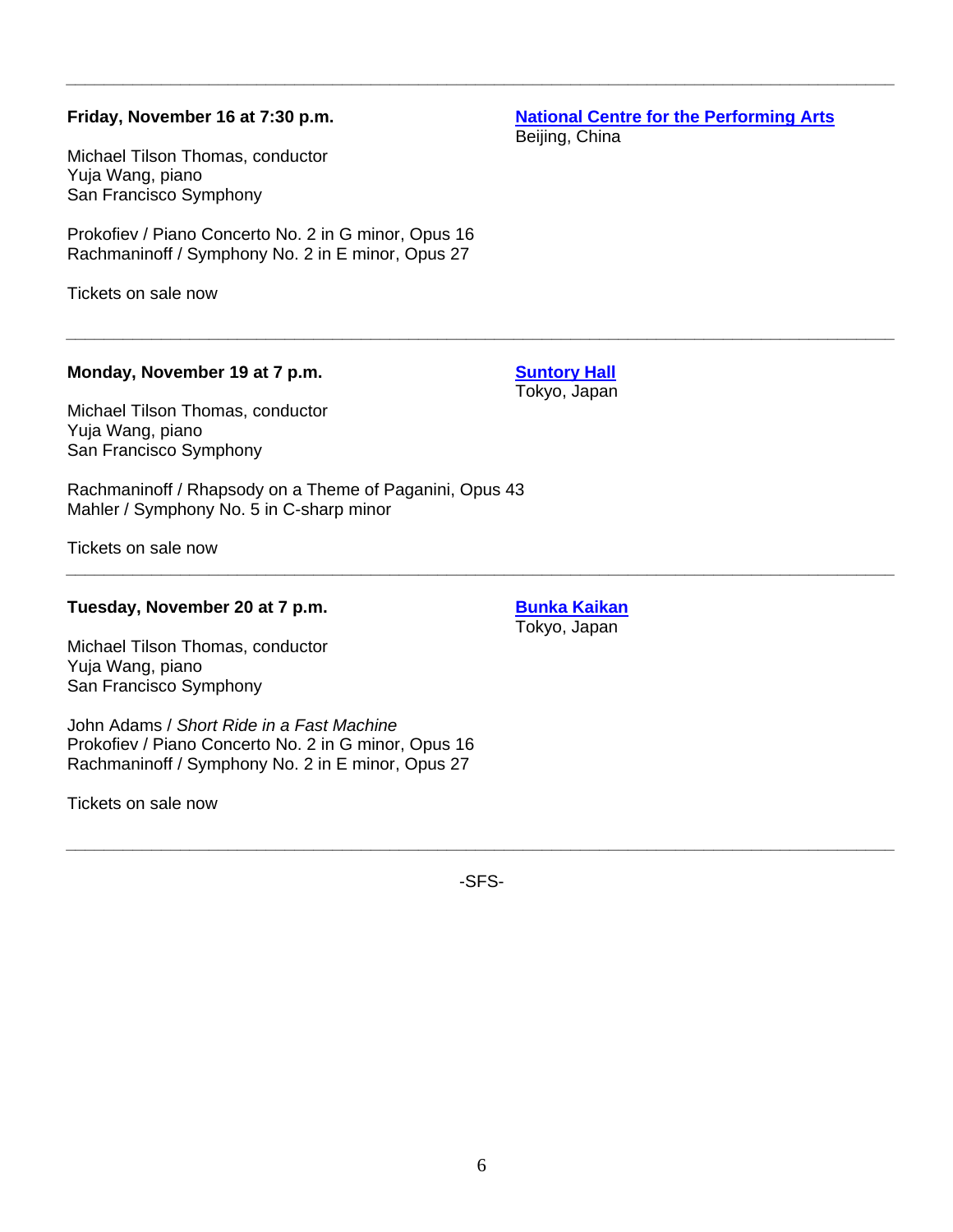---

**Friday, November 16 at 7:30 p.m.**

**National Centre for the Performing Arts**
Beijing, China

Michael Tilson Thomas, conductor
Yuja Wang, piano
San Francisco Symphony

Prokofiev / Piano Concerto No. 2 in G minor, Opus 16
Rachmaninoff / Symphony No. 2 in E minor, Opus 27

Tickets on sale now

---

**Monday, November 19 at 7 p.m.**

**Suntory Hall**
Tokyo, Japan

Michael Tilson Thomas, conductor
Yuja Wang, piano
San Francisco Symphony

Rachmaninoff / Rhapsody on a Theme of Paganini, Opus 43
Mahler / Symphony No. 5 in C-sharp minor

Tickets on sale now

---

**Tuesday, November 20 at 7 p.m.**

**Bunka Kaikan**
Tokyo, Japan

Michael Tilson Thomas, conductor
Yuja Wang, piano
San Francisco Symphony

John Adams / *Short Ride in a Fast Machine*
Prokofiev / Piano Concerto No. 2 in G minor, Opus 16
Rachmaninoff / Symphony No. 2 in E minor, Opus 27

Tickets on sale now

---

-SFS-